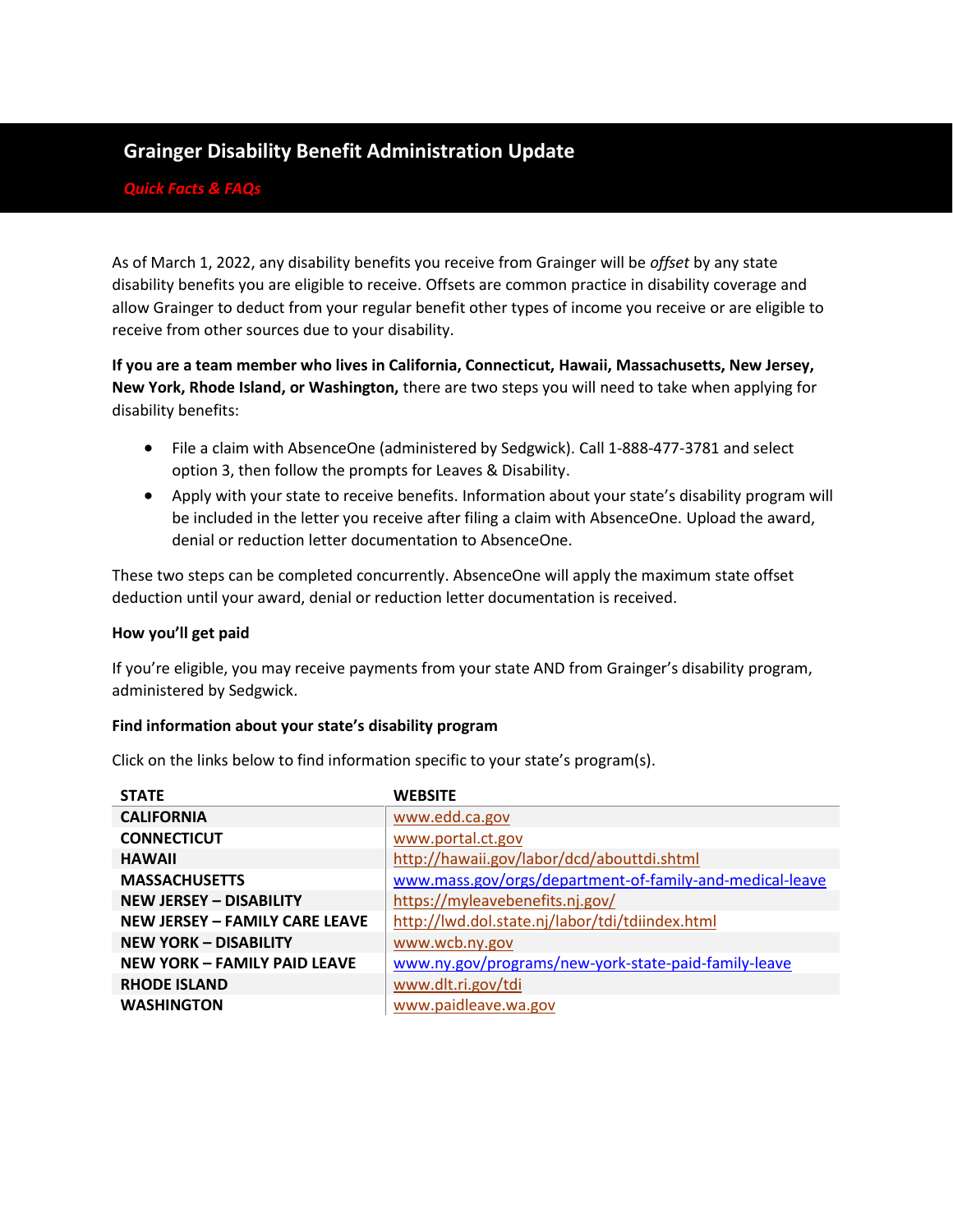# Grainger Disability Benefit Administration Update

***Quick Facts & FAQs***

As of March 1, 2022, any disability benefits you receive from Grainger will be *offset* by any state disability benefits you are eligible to receive. Offsets are common practice in disability coverage and allow Grainger to deduct from your regular benefit other types of income you receive or are eligible to receive from other sources due to your disability.

**If you are a team member who lives in California, Connecticut, Hawaii, Massachusetts, New Jersey, New York, Rhode Island, or Washington,** there are two steps you will need to take when applying for disability benefits:

- File a claim with AbsenceOne (administered by Sedgwick). Call 1-888-477-3781 and select option 3, then follow the prompts for Leaves & Disability.
- Apply with your state to receive benefits. Information about your state's disability program will be included in the letter you receive after filing a claim with AbsenceOne. Upload the award, denial or reduction letter documentation to AbsenceOne.

These two steps can be completed concurrently. AbsenceOne will apply the maximum state offset deduction until your award, denial or reduction letter documentation is received.

**How you'll get paid**

If you're eligible, you may receive payments from your state AND from Grainger's disability program, administered by Sedgwick.

**Find information about your state's disability program**

Click on the links below to find information specific to your state's program(s).

| STATE | WEBSITE |
|---|---|
| CALIFORNIA | www.edd.ca.gov |
| CONNECTICUT | www.portal.ct.gov |
| HAWAII | http://hawaii.gov/labor/dcd/abouttdi.shtml |
| MASSACHUSETTS | www.mass.gov/orgs/department-of-family-and-medical-leave |
| NEW JERSEY – DISABILITY | https://myleavebenefits.nj.gov/ |
| NEW JERSEY – FAMILY CARE LEAVE | http://lwd.dol.state.nj/labor/tdi/tdiindex.html |
| NEW YORK – DISABILITY | www.wcb.ny.gov |
| NEW YORK – FAMILY PAID LEAVE | www.ny.gov/programs/new-york-state-paid-family-leave |
| RHODE ISLAND | www.dlt.ri.gov/tdi |
| WASHINGTON | www.paidleave.wa.gov |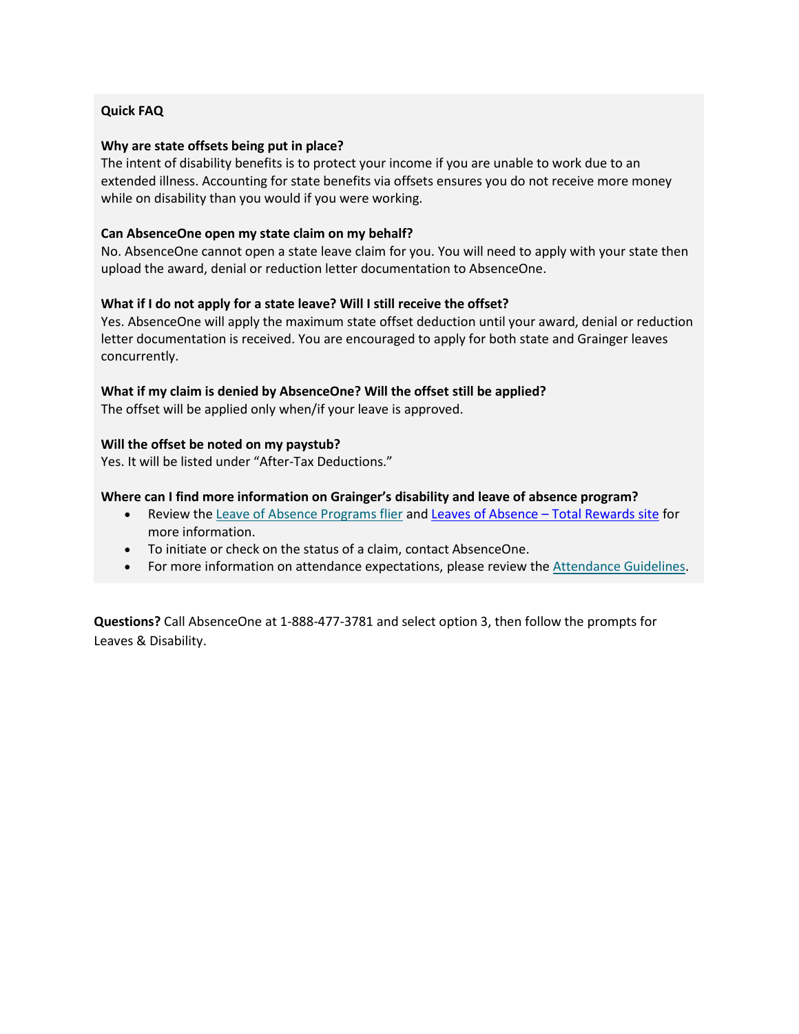**Quick FAQ**

**Why are state offsets being put in place?**
The intent of disability benefits is to protect your income if you are unable to work due to an extended illness. Accounting for state benefits via offsets ensures you do not receive more money while on disability than you would if you were working.

**Can AbsenceOne open my state claim on my behalf?**
No. AbsenceOne cannot open a state leave claim for you. You will need to apply with your state then upload the award, denial or reduction letter documentation to AbsenceOne.

**What if I do not apply for a state leave? Will I still receive the offset?**
Yes. AbsenceOne will apply the maximum state offset deduction until your award, denial or reduction letter documentation is received. You are encouraged to apply for both state and Grainger leaves concurrently.

**What if my claim is denied by AbsenceOne? Will the offset still be applied?**
The offset will be applied only when/if your leave is approved.

**Will the offset be noted on my paystub?**
Yes. It will be listed under "After-Tax Deductions."

**Where can I find more information on Grainger's disability and leave of absence program?**

- Review the Leave of Absence Programs flier and Leaves of Absence – Total Rewards site for more information.
- To initiate or check on the status of a claim, contact AbsenceOne.
- For more information on attendance expectations, please review the Attendance Guidelines.

**Questions?** Call AbsenceOne at 1-888-477-3781 and select option 3, then follow the prompts for Leaves & Disability.